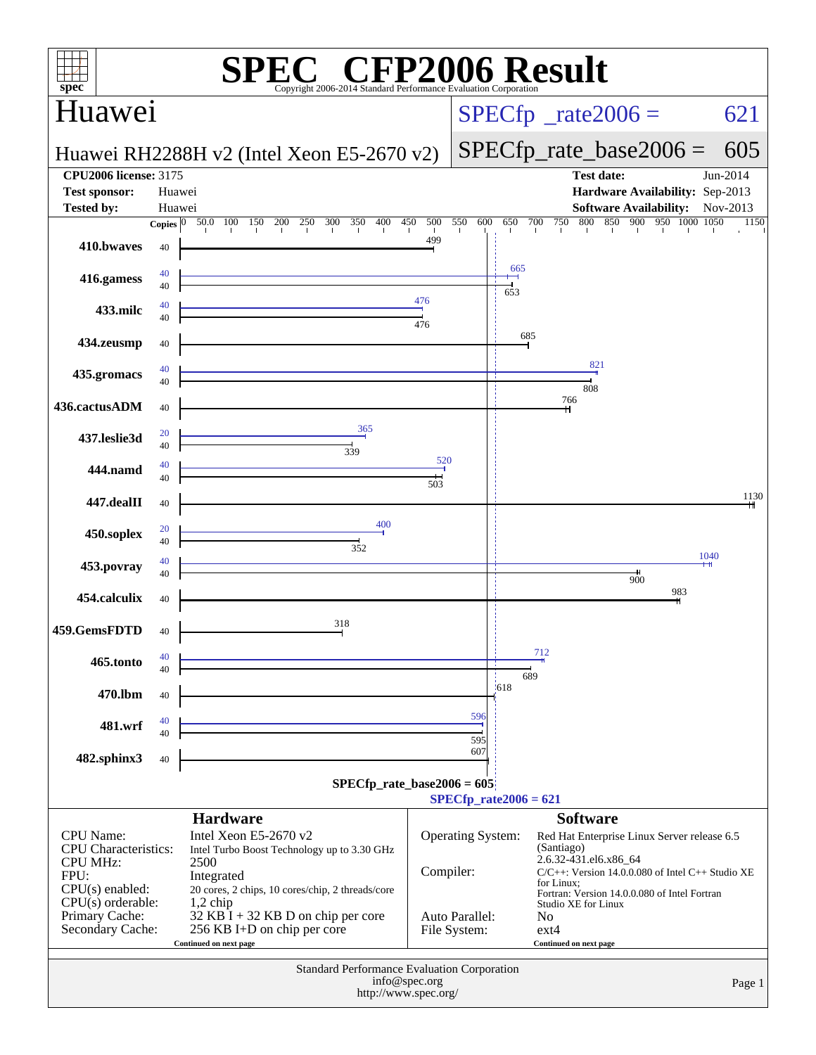# SPEC CFP2006 Result

Copyright 2006-2014 Standard Performance Evaluation Corporation

## Huawei

**Huawei RH2288H v2 (Intel Xeon E5-2670 v2)**

SPECfp_rate2006 = 621

SPECfp_rate_base2006 = 605

| | | | |
|---|---|---|---|
| **CPU2006 license:** 3175 | | **Test date:** | Jun-2014 |
| **Test sponsor:** | Huawei | **Hardware Availability:** | Sep-2013 |
| **Tested by:** | Huawei | **Software Availability:** | Nov-2013 |

| Benchmark | Copies (peak) | Peak | Copies (base) | Base |
|---|---|---|---|---|
| 410.bwaves | | | 40 | 499 |
| 416.gamess | 40 | 665 | 40 | 653 |
| 433.milc | 40 | 476 | 40 | 476 |
| 434.zeusmp | | | 40 | 685 |
| 435.gromacs | 40 | 821 | 40 | 808 |
| 436.cactusADM | | | 40 | 766 |
| 437.leslie3d | 20 | 365 | 40 | 339 |
| 444.namd | 40 | 520 | 40 | 503 |
| 447.dealII | | | 40 | 1130 |
| 450.soplex | 20 | 400 | 40 | 352 |
| 453.povray | 40 | 1040 | 40 | 900 |
| 454.calculix | | | 40 | 983 |
| 459.GemsFDTD | | | 40 | 318 |
| 465.tonto | 40 | 712 | 40 | 689 |
| 470.lbm | | | 40 | 618 |
| 481.wrf | 40 | 596 | 40 | 595 |
| 482.sphinx3 | | | 40 | 607 |

SPECfp_rate_base2006 = 605

SPECfp_rate2006 = 621

### Hardware

| | |
|---|---|
| CPU Name: | Intel Xeon E5-2670 v2 |
| CPU Characteristics: | Intel Turbo Boost Technology up to 3.30 GHz |
| CPU MHz: | 2500 |
| FPU: | Integrated |
| CPU(s) enabled: | 20 cores, 2 chips, 10 cores/chip, 2 threads/core |
| CPU(s) orderable: | 1,2 chip |
| Primary Cache: | 32 KB I + 32 KB D on chip per core |
| Secondary Cache: | 256 KB I+D on chip per core |

Continued on next page

### Software

| | |
|---|---|
| Operating System: | Red Hat Enterprise Linux Server release 6.5 (Santiago) 2.6.32-431.el6.x86_64 |
| Compiler: | C/C++: Version 14.0.0.080 of Intel C++ Studio XE for Linux; Fortran: Version 14.0.0.080 of Intel Fortran Studio XE for Linux |
| Auto Parallel: | No |
| File System: | ext4 |

Continued on next page

Standard Performance Evaluation Corporation
info@spec.org
http://www.spec.org/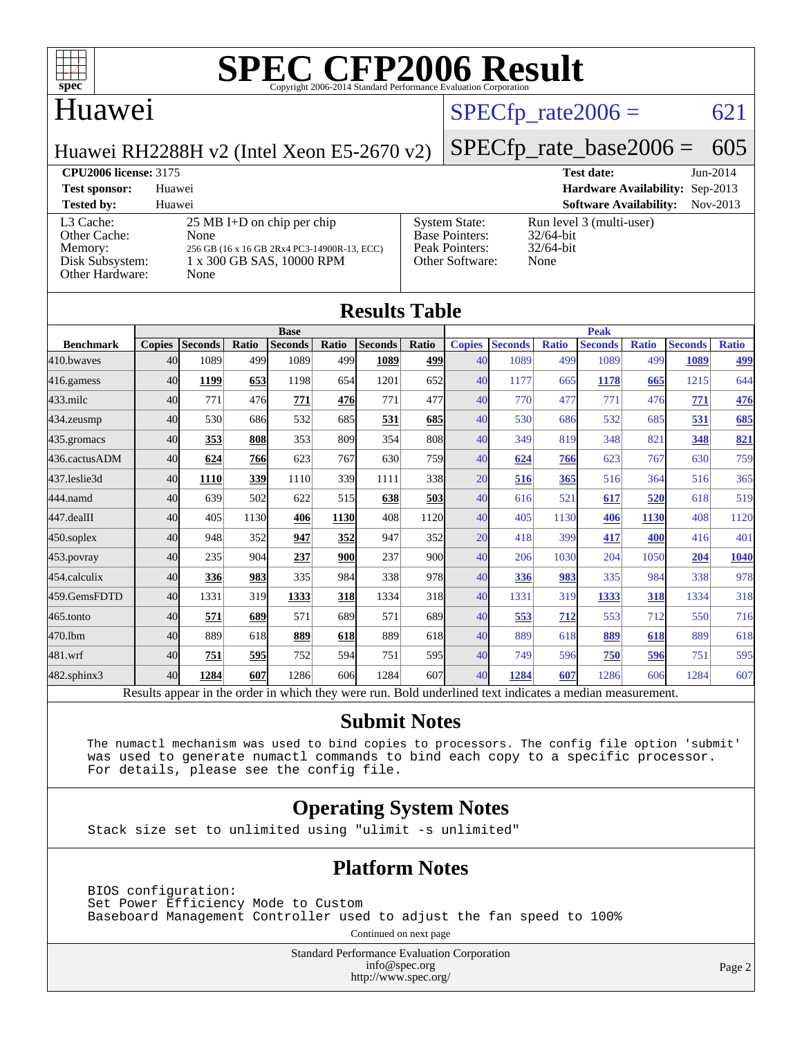# SPEC CFP2006 Result

Copyright 2006-2014 Standard Performance Evaluation Corporation

## Huawei

Huawei RH2288H v2 (Intel Xeon E5-2670 v2)

SPECfp_rate2006 = 621

SPECfp_rate_base2006 = 605

**CPU2006 license:** 3175
**Test sponsor:** Huawei
**Tested by:** Huawei

**Test date:** Jun-2014
**Hardware Availability:** Sep-2013
**Software Availability:** Nov-2013

| | |
|---|---|
| L3 Cache: | 25 MB I+D on chip per chip |
| Other Cache: | None |
| Memory: | 256 GB (16 x 16 GB 2Rx4 PC3-14900R-13, ECC) |
| Disk Subsystem: | 1 x 300 GB SAS, 10000 RPM |
| Other Hardware: | None |

| | |
|---|---|
| System State: | Run level 3 (multi-user) |
| Base Pointers: | 32/64-bit |
| Peak Pointers: | 32/64-bit |
| Other Software: | None |

## Results Table

| | Base | | | | | | | Peak | | | | | | |
|---|---|---|---|---|---|---|---|---|---|---|---|---|---|---|
| **Benchmark** | **Copies** | **Seconds** | **Ratio** | **Seconds** | **Ratio** | **Seconds** | **Ratio** | **Copies** | **Seconds** | **Ratio** | **Seconds** | **Ratio** | **Seconds** | **Ratio** |
| 410.bwaves | 40 | 1089 | 499 | 1089 | 499 | **1089** | **499** | 40 | 1089 | 499 | 1089 | 499 | **1089** | **499** |
| 416.gamess | 40 | **1199** | **653** | 1198 | 654 | 1201 | 652 | 40 | 1177 | 665 | **1178** | **665** | 1215 | 644 |
| 433.milc | 40 | 771 | 476 | **771** | **476** | 771 | 477 | 40 | 770 | 477 | 771 | 476 | **771** | **476** |
| 434.zeusmp | 40 | 530 | 686 | 532 | 685 | **531** | **685** | 40 | 530 | 686 | 532 | 685 | **531** | **685** |
| 435.gromacs | 40 | **353** | **808** | 353 | 809 | 354 | 808 | 40 | 349 | 819 | 348 | 821 | **348** | **821** |
| 436.cactusADM | 40 | **624** | **766** | 623 | 767 | 630 | 759 | 40 | **624** | **766** | 623 | 767 | 630 | 759 |
| 437.leslie3d | 40 | **1110** | **339** | 1110 | 339 | 1111 | 338 | 20 | **516** | **365** | 516 | 364 | 516 | 365 |
| 444.namd | 40 | 639 | 502 | 622 | 515 | **638** | **503** | 40 | 616 | 521 | **617** | **520** | 618 | 519 |
| 447.dealII | 40 | 405 | 1130 | **406** | **1130** | 408 | 1120 | 40 | 405 | 1130 | **406** | **1130** | 408 | 1120 |
| 450.soplex | 40 | 948 | 352 | **947** | **352** | 947 | 352 | 20 | 418 | 399 | **417** | **400** | 416 | 401 |
| 453.povray | 40 | 235 | 904 | **237** | **900** | 237 | 900 | 40 | 206 | 1030 | 204 | 1050 | **204** | **1040** |
| 454.calculix | 40 | **336** | **983** | 335 | 984 | 338 | 978 | 40 | **336** | **983** | 335 | 984 | 338 | 978 |
| 459.GemsFDTD | 40 | 1331 | 319 | **1333** | **318** | 1334 | 318 | 40 | 1331 | 319 | **1333** | **318** | 1334 | 318 |
| 465.tonto | 40 | **571** | **689** | 571 | 689 | 571 | 689 | 40 | **553** | **712** | 553 | 712 | 550 | 716 |
| 470.lbm | 40 | 889 | 618 | **889** | **618** | 889 | 618 | 40 | 889 | 618 | **889** | **618** | 889 | 618 |
| 481.wrf | 40 | **751** | **595** | 752 | 594 | 751 | 595 | 40 | 749 | 596 | **750** | **596** | 751 | 595 |
| 482.sphinx3 | 40 | **1284** | **607** | 1286 | 606 | 1284 | 607 | 40 | **1284** | **607** | 1286 | 606 | 1284 | 607 |

Results appear in the order in which they were run. Bold underlined text indicates a median measurement.

## Submit Notes

```
The numactl mechanism was used to bind copies to processors. The config file option 'submit'
was used to generate numactl commands to bind each copy to a specific processor.
For details, please see the config file.
```

## Operating System Notes

```
Stack size set to unlimited using "ulimit -s unlimited"
```

## Platform Notes

```
BIOS configuration:
Set Power Efficiency Mode to Custom
Baseboard Management Controller used to adjust the fan speed to 100%
```

Continued on next page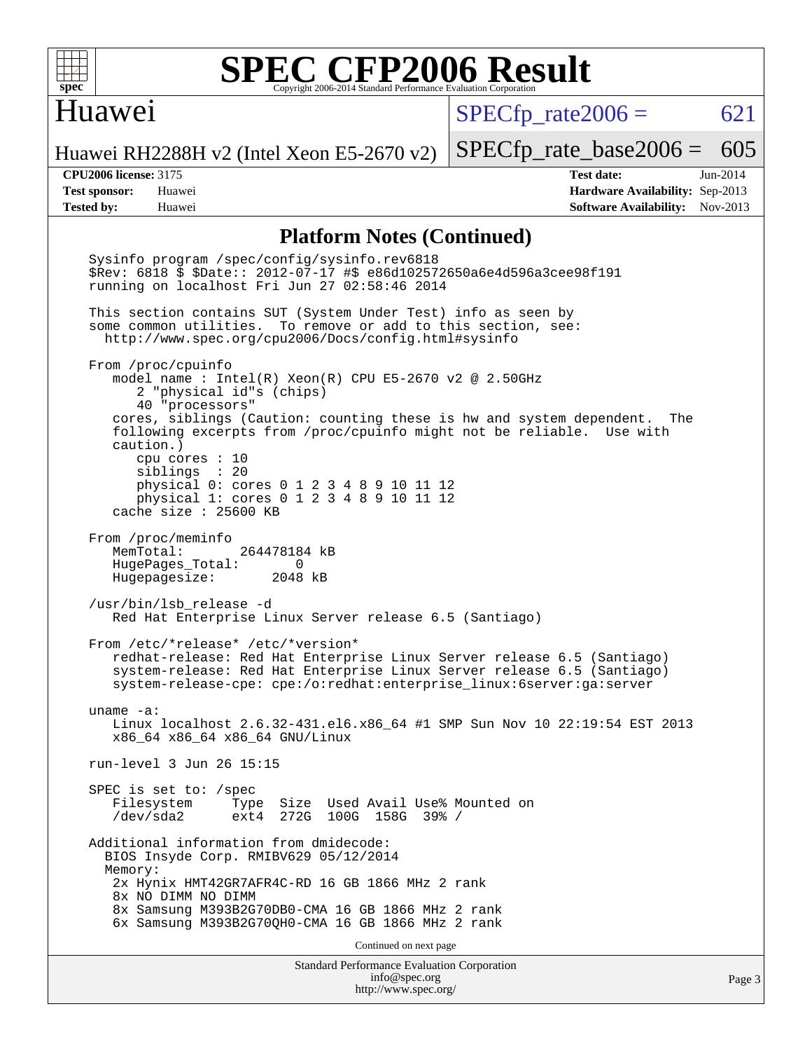## Platform Notes (Continued)

```
Sysinfo program /spec/config/sysinfo.rev6818
$Rev: 6818 $ $Date:: 2012-07-17 #$ e86d102572650a6e4d596a3cee98f191
running on localhost Fri Jun 27 02:58:46 2014

This section contains SUT (System Under Test) info as seen by
some common utilities.  To remove or add to this section, see:
  http://www.spec.org/cpu2006/Docs/config.html#sysinfo

From /proc/cpuinfo
   model name : Intel(R) Xeon(R) CPU E5-2670 v2 @ 2.50GHz
      2 "physical id"s (chips)
      40 "processors"
   cores, siblings (Caution: counting these is hw and system dependent.  The
   following excerpts from /proc/cpuinfo might not be reliable.  Use with
   caution.)
      cpu cores : 10
      siblings  : 20
      physical 0: cores 0 1 2 3 4 8 9 10 11 12
      physical 1: cores 0 1 2 3 4 8 9 10 11 12
   cache size : 25600 KB

From /proc/meminfo
   MemTotal:       264478184 kB
   HugePages_Total:       0
   Hugepagesize:       2048 kB

/usr/bin/lsb_release -d
   Red Hat Enterprise Linux Server release 6.5 (Santiago)

From /etc/*release* /etc/*version*
   redhat-release: Red Hat Enterprise Linux Server release 6.5 (Santiago)
   system-release: Red Hat Enterprise Linux Server release 6.5 (Santiago)
   system-release-cpe: cpe:/o:redhat:enterprise_linux:6server:ga:server

uname -a:
   Linux localhost 2.6.32-431.el6.x86_64 #1 SMP Sun Nov 10 22:19:54 EST 2013
   x86_64 x86_64 x86_64 GNU/Linux

run-level 3 Jun 26 15:15

SPEC is set to: /spec
   Filesystem     Type  Size  Used Avail Use% Mounted on
   /dev/sda2      ext4  272G  100G  158G  39% /

Additional information from dmidecode:
  BIOS Insyde Corp. RMIBV629 05/12/2014
  Memory:
   2x Hynix HMT42GR7AFR4C-RD 16 GB 1866 MHz 2 rank
   8x NO DIMM NO DIMM
   8x Samsung M393B2G70DB0-CMA 16 GB 1866 MHz 2 rank
   6x Samsung M393B2G70QH0-CMA 16 GB 1866 MHz 2 rank
```

Continued on next page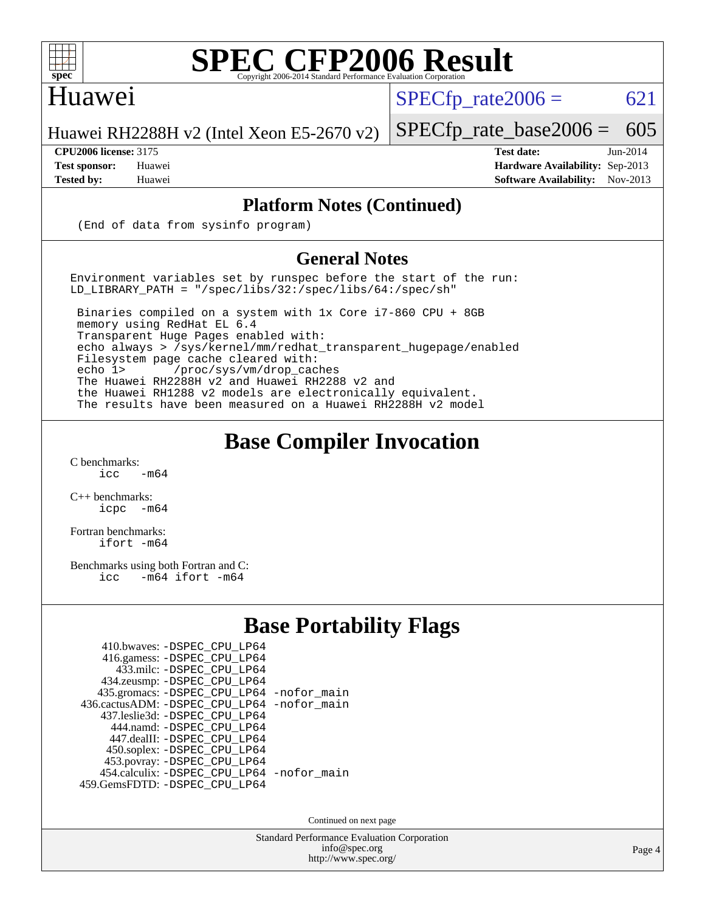# SPEC CFP2006 Result

Copyright 2006-2014 Standard Performance Evaluation Corporation

## Huawei

Huawei RH2288H v2 (Intel Xeon E5-2670 v2)

SPECfp_rate2006 = 621

SPECfp_rate_base2006 = 605

**CPU2006 license:** 3175
**Test sponsor:** Huawei
**Tested by:** Huawei

**Test date:** Jun-2014
**Hardware Availability:** Sep-2013
**Software Availability:** Nov-2013

## Platform Notes (Continued)

```
(End of data from sysinfo program)
```

## General Notes

```
Environment variables set by runspec before the start of the run:
LD_LIBRARY_PATH = "/spec/libs/32:/spec/libs/64:/spec/sh"

 Binaries compiled on a system with 1x Core i7-860 CPU + 8GB
 memory using RedHat EL 6.4
 Transparent Huge Pages enabled with:
 echo always > /sys/kernel/mm/redhat_transparent_hugepage/enabled
 Filesystem page cache cleared with:
 echo 1>       /proc/sys/vm/drop_caches
 The Huawei RH2288H v2 and Huawei RH2288 v2 and
 the Huawei RH1288 v2 models are electronically equivalent.
 The results have been measured on a Huawei RH2288H v2 model
```

## Base Compiler Invocation

C benchmarks:
```
icc   -m64
```

C++ benchmarks:
```
icpc  -m64
```

Fortran benchmarks:
```
ifort -m64
```

Benchmarks using both Fortran and C:
```
icc   -m64 ifort -m64
```

## Base Portability Flags

```
     410.bwaves: -DSPEC_CPU_LP64
     416.gamess: -DSPEC_CPU_LP64
       433.milc: -DSPEC_CPU_LP64
     434.zeusmp: -DSPEC_CPU_LP64
    435.gromacs: -DSPEC_CPU_LP64 -nofor_main
 436.cactusADM: -DSPEC_CPU_LP64 -nofor_main
   437.leslie3d: -DSPEC_CPU_LP64
       444.namd: -DSPEC_CPU_LP64
     447.dealII: -DSPEC_CPU_LP64
     450.soplex: -DSPEC_CPU_LP64
     453.povray: -DSPEC_CPU_LP64
   454.calculix: -DSPEC_CPU_LP64 -nofor_main
  459.GemsFDTD: -DSPEC_CPU_LP64
```

Continued on next page

Standard Performance Evaluation Corporation
info@spec.org
http://www.spec.org/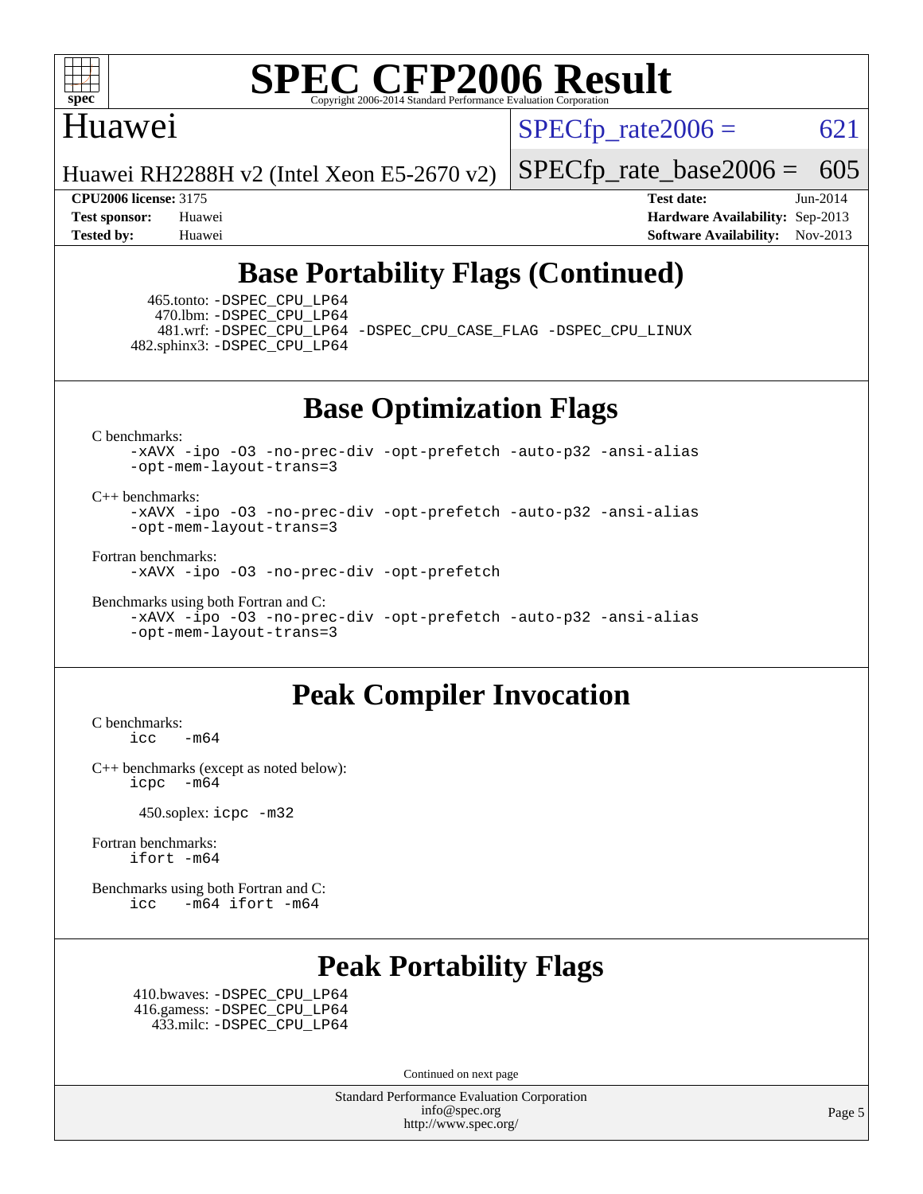## Base Portability Flags (Continued)

465.tonto: -DSPEC_CPU_LP64
470.lbm: -DSPEC_CPU_LP64
481.wrf: -DSPEC_CPU_LP64 -DSPEC_CPU_CASE_FLAG -DSPEC_CPU_LINUX
482.sphinx3: -DSPEC_CPU_LP64

## Base Optimization Flags

C benchmarks:

```
-xAVX -ipo -O3 -no-prec-div -opt-prefetch -auto-p32 -ansi-alias
-opt-mem-layout-trans=3
```

C++ benchmarks:

```
-xAVX -ipo -O3 -no-prec-div -opt-prefetch -auto-p32 -ansi-alias
-opt-mem-layout-trans=3
```

Fortran benchmarks:

```
-xAVX -ipo -O3 -no-prec-div -opt-prefetch
```

Benchmarks using both Fortran and C:

```
-xAVX -ipo -O3 -no-prec-div -opt-prefetch -auto-p32 -ansi-alias
-opt-mem-layout-trans=3
```

## Peak Compiler Invocation

C benchmarks:

```
icc   -m64
```

C++ benchmarks (except as noted below):

```
icpc  -m64
```

450.soplex: icpc -m32

Fortran benchmarks:

```
ifort -m64
```

Benchmarks using both Fortran and C:

```
icc   -m64 ifort -m64
```

## Peak Portability Flags

410.bwaves: -DSPEC_CPU_LP64
416.gamess: -DSPEC_CPU_LP64
433.milc: -DSPEC_CPU_LP64

Continued on next page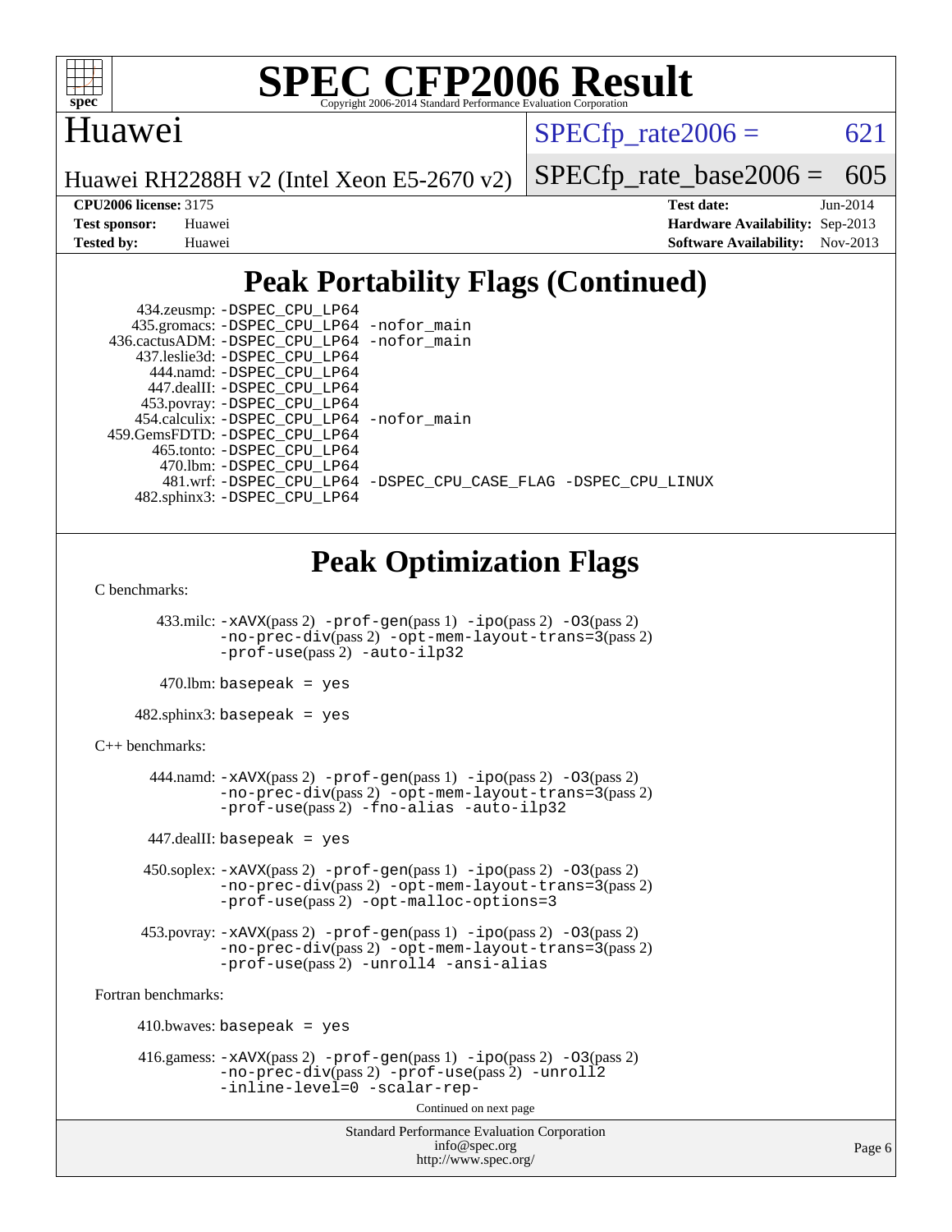## Peak Portability Flags (Continued)

434.zeusmp: -DSPEC_CPU_LP64
435.gromacs: -DSPEC_CPU_LP64 -nofor_main
436.cactusADM: -DSPEC_CPU_LP64 -nofor_main
437.leslie3d: -DSPEC_CPU_LP64
444.namd: -DSPEC_CPU_LP64
447.dealII: -DSPEC_CPU_LP64
453.povray: -DSPEC_CPU_LP64
454.calculix: -DSPEC_CPU_LP64 -nofor_main
459.GemsFDTD: -DSPEC_CPU_LP64
465.tonto: -DSPEC_CPU_LP64
470.lbm: -DSPEC_CPU_LP64
481.wrf: -DSPEC_CPU_LP64 -DSPEC_CPU_CASE_FLAG -DSPEC_CPU_LINUX
482.sphinx3: -DSPEC_CPU_LP64

## Peak Optimization Flags

C benchmarks:

433.milc: -xAVX(pass 2) -prof-gen(pass 1) -ipo(pass 2) -O3(pass 2) -no-prec-div(pass 2) -opt-mem-layout-trans=3(pass 2) -prof-use(pass 2) -auto-ilp32

470.lbm: basepeak = yes

482.sphinx3: basepeak = yes

C++ benchmarks:

444.namd: -xAVX(pass 2) -prof-gen(pass 1) -ipo(pass 2) -O3(pass 2) -no-prec-div(pass 2) -opt-mem-layout-trans=3(pass 2) -prof-use(pass 2) -fno-alias -auto-ilp32

447.dealII: basepeak = yes

450.soplex: -xAVX(pass 2) -prof-gen(pass 1) -ipo(pass 2) -O3(pass 2) -no-prec-div(pass 2) -opt-mem-layout-trans=3(pass 2) -prof-use(pass 2) -opt-malloc-options=3

453.povray: -xAVX(pass 2) -prof-gen(pass 1) -ipo(pass 2) -O3(pass 2) -no-prec-div(pass 2) -opt-mem-layout-trans=3(pass 2) -prof-use(pass 2) -unroll4 -ansi-alias

Fortran benchmarks:

410.bwaves: basepeak = yes

416.gamess: -xAVX(pass 2) -prof-gen(pass 1) -ipo(pass 2) -O3(pass 2) -no-prec-div(pass 2) -prof-use(pass 2) -unroll2 -inline-level=0 -scalar-rep-

Continued on next page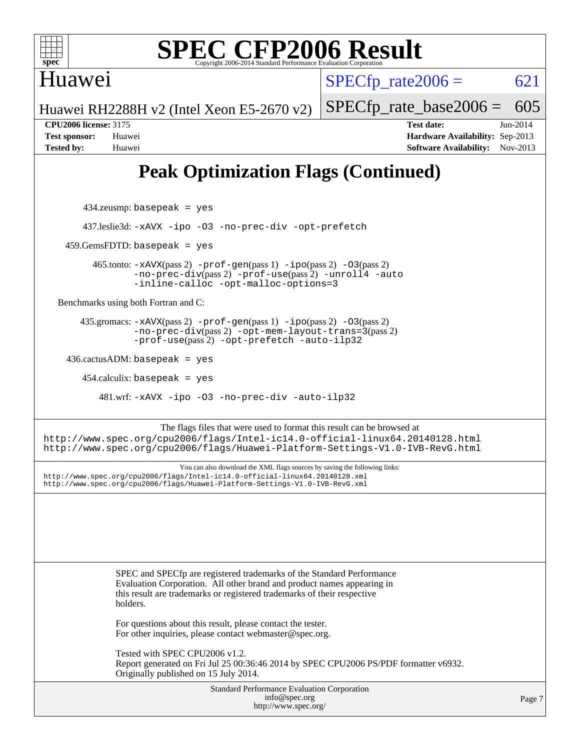# Peak Optimization Flags (Continued)

434.zeusmp: basepeak = yes

437.leslie3d: -xAVX -ipo -O3 -no-prec-div -opt-prefetch

459.GemsFDTD: basepeak = yes

465.tonto: -xAVX(pass 2) -prof-gen(pass 1) -ipo(pass 2) -O3(pass 2) -no-prec-div(pass 2) -prof-use(pass 2) -unroll4 -auto -inline-calloc -opt-malloc-options=3

Benchmarks using both Fortran and C:

435.gromacs: -xAVX(pass 2) -prof-gen(pass 1) -ipo(pass 2) -O3(pass 2) -no-prec-div(pass 2) -opt-mem-layout-trans=3(pass 2) -prof-use(pass 2) -opt-prefetch -auto-ilp32

436.cactusADM: basepeak = yes

454.calculix: basepeak = yes

481.wrf: -xAVX -ipo -O3 -no-prec-div -auto-ilp32

The flags files that were used to format this result can be browsed at
http://www.spec.org/cpu2006/flags/Intel-ic14.0-official-linux64.20140128.html
http://www.spec.org/cpu2006/flags/Huawei-Platform-Settings-V1.0-IVB-RevG.html

You can also download the XML flags sources by saving the following links:
http://www.spec.org/cpu2006/flags/Intel-ic14.0-official-linux64.20140128.xml
http://www.spec.org/cpu2006/flags/Huawei-Platform-Settings-V1.0-IVB-RevG.xml

SPEC and SPECfp are registered trademarks of the Standard Performance Evaluation Corporation. All other brand and product names appearing in this result are trademarks or registered trademarks of their respective holders.

For questions about this result, please contact the tester.
For other inquiries, please contact webmaster@spec.org.

Tested with SPEC CPU2006 v1.2.
Report generated on Fri Jul 25 00:36:46 2014 by SPEC CPU2006 PS/PDF formatter v6932.
Originally published on 15 July 2014.